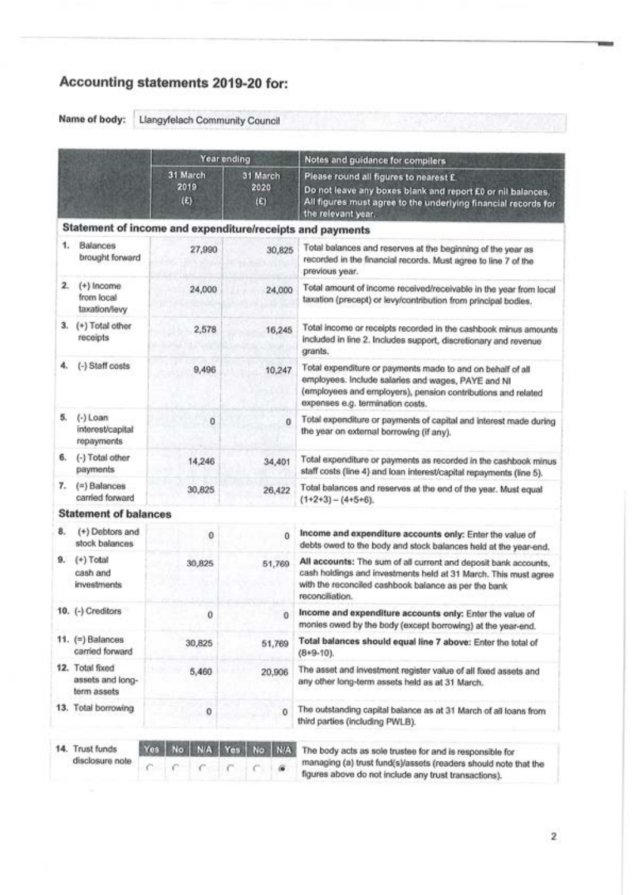# Accounting statements 2019-20 for:

**Name of body:** Llangyfelach Community Council

| | Year ending | | Notes and guidance for compilers |
|---|---|---|---|
| | 31 March 2019 (£) | 31 March 2020 (£) | Please round all figures to nearest £. Do not leave any boxes blank and report £0 or nil balances. All figures must agree to the underlying financial records for the relevant year. |
| **Statement of income and expenditure/receipts and payments** | | | |
| 1. Balances brought forward | 27,990 | 30,825 | Total balances and reserves at the beginning of the year as recorded in the financial records. Must agree to line 7 of the previous year. |
| 2. (+) Income from local taxation/levy | 24,000 | 24,000 | Total amount of income received/receivable in the year from local taxation (precept) or levy/contribution from principal bodies. |
| 3. (+) Total other receipts | 2,578 | 16,245 | Total income or receipts recorded in the cashbook minus amounts included in line 2. Includes support, discretionary and revenue grants. |
| 4. (-) Staff costs | 9,496 | 10,247 | Total expenditure or payments made to and on behalf of all employees. Include salaries and wages, PAYE and NI (employees and employers), pension contributions and related expenses e.g. termination costs. |
| 5. (-) Loan interest/capital repayments | 0 | 0 | Total expenditure or payments of capital and interest made during the year on external borrowing (if any). |
| 6. (-) Total other payments | 14,246 | 34,401 | Total expenditure or payments as recorded in the cashbook minus staff costs (line 4) and loan interest/capital repayments (line 5). |
| 7. (=) Balances carried forward | 30,825 | 26,422 | Total balances and reserves at the end of the year. Must equal (1+2+3) – (4+5+6). |
| **Statement of balances** | | | |
| 8. (+) Debtors and stock balances | 0 | 0 | **Income and expenditure accounts only:** Enter the value of debts owed to the body and stock balances held at the year-end. |
| 9. (+) Total cash and investments | 30,825 | 51,769 | **All accounts:** The sum of all current and deposit bank accounts, cash holdings and investments held at 31 March. This must agree with the reconciled cashbook balance as per the bank reconciliation. |
| 10. (-) Creditors | 0 | 0 | **Income and expenditure accounts only:** Enter the value of monies owed by the body (except borrowing) at the year-end. |
| 11. (=) Balances carried forward | 30,825 | 51,769 | **Total balances should equal line 7 above:** Enter the total of (8+9-10). |
| 12. Total fixed assets and long-term assets | 5,460 | 20,906 | The asset and investment register value of all fixed assets and any other long-term assets held as at 31 March. |
| 13. Total borrowing | 0 | 0 | The outstanding capital balance as at 31 March of all loans from third parties (including PWLB). |

| 14. Trust funds disclosure note | Yes | No | N/A | Yes | No | N/A | The body acts as sole trustee for and is responsible for managing (a) trust fund(s)/assets (readers should note that the figures above do not include any trust transactions). |
|---|---|---|---|---|---|---|---|
| | ○ | ○ | ○ | ○ | ○ | ● | |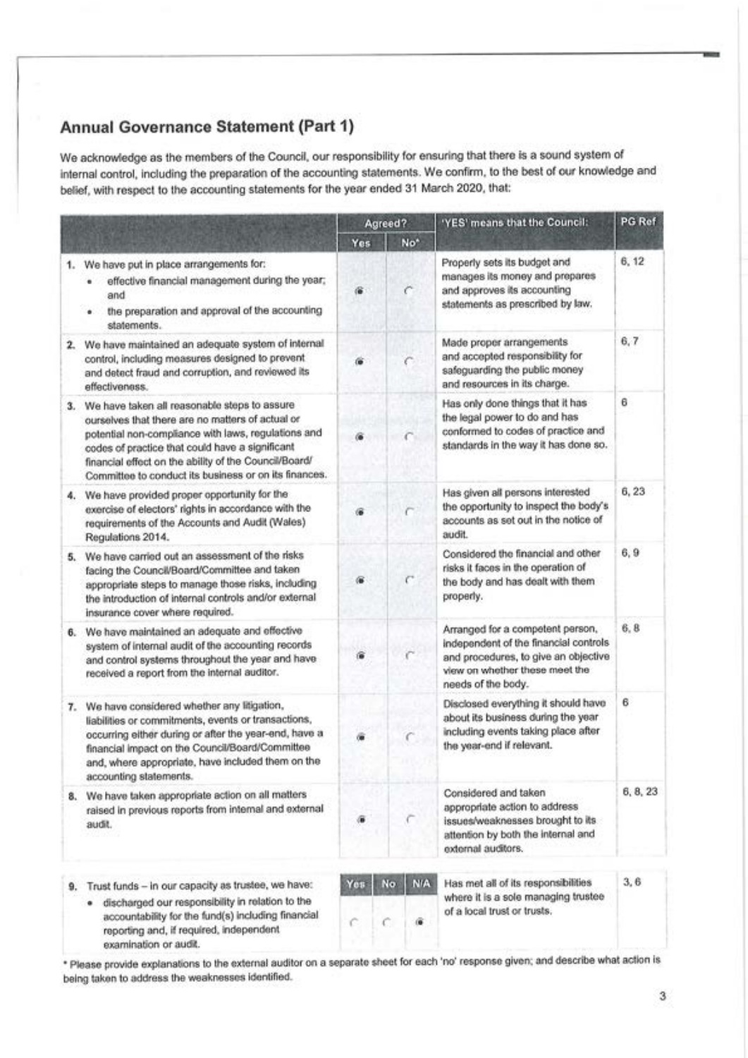## Annual Governance Statement (Part 1)

We acknowledge as the members of the Council, our responsibility for ensuring that there is a sound system of internal control, including the preparation of the accounting statements. We confirm, to the best of our knowledge and belief, with respect to the accounting statements for the year ended 31 March 2020, that:

| | Agreed? | | 'YES' means that the Council: | PG Ref |
|---|---|---|---|---|
| | Yes | No* | | |
| 1. We have put in place arrangements for: <br> • effective financial management during the year; and <br> • the preparation and approval of the accounting statements. | ◉ | ○ | Properly sets its budget and manages its money and prepares and approves its accounting statements as prescribed by law. | 6, 12 |
| 2. We have maintained an adequate system of internal control, including measures designed to prevent and detect fraud and corruption, and reviewed its effectiveness. | ◉ | ○ | Made proper arrangements and accepted responsibility for safeguarding the public money and resources in its charge. | 6, 7 |
| 3. We have taken all reasonable steps to assure ourselves that there are no matters of actual or potential non-compliance with laws, regulations and codes of practice that could have a significant financial effect on the ability of the Council/Board/Committee to conduct its business or on its finances. | ◉ | ○ | Has only done things that it has the legal power to do and has conformed to codes of practice and standards in the way it has done so. | 6 |
| 4. We have provided proper opportunity for the exercise of electors' rights in accordance with the requirements of the Accounts and Audit (Wales) Regulations 2014. | ◉ | ○ | Has given all persons interested the opportunity to inspect the body's accounts as set out in the notice of audit. | 6, 23 |
| 5. We have carried out an assessment of the risks facing the Council/Board/Committee and taken appropriate steps to manage those risks, including the introduction of internal controls and/or external insurance cover where required. | ◉ | ○ | Considered the financial and other risks it faces in the operation of the body and has dealt with them properly. | 6, 9 |
| 6. We have maintained an adequate and effective system of internal audit of the accounting records and control systems throughout the year and have received a report from the internal auditor. | ◉ | ○ | Arranged for a competent person, independent of the financial controls and procedures, to give an objective view on whether these meet the needs of the body. | 6, 8 |
| 7. We have considered whether any litigation, liabilities or commitments, events or transactions, occurring either during or after the year-end, have a financial impact on the Council/Board/Committee and, where appropriate, have included them on the accounting statements. | ◉ | ○ | Disclosed everything it should have about its business during the year including events taking place after the year-end if relevant. | 6 |
| 8. We have taken appropriate action on all matters raised in previous reports from internal and external audit. | ◉ | ○ | Considered and taken appropriate action to address issues/weaknesses brought to its attention by both the internal and external auditors. | 6, 8, 23 |

| | Yes | No | N/A | 'YES' means that the Council: | PG Ref |
|---|---|---|---|---|---|
| 9. Trust funds – in our capacity as trustee, we have: <br> • discharged our responsibility in relation to the accountability for the fund(s) including financial reporting and, if required, independent examination or audit. | ○ | ○ | ◉ | Has met all of its responsibilities where it is a sole managing trustee of a local trust or trusts. | 3, 6 |

\* Please provide explanations to the external auditor on a separate sheet for each 'no' response given; and describe what action is being taken to address the weaknesses identified.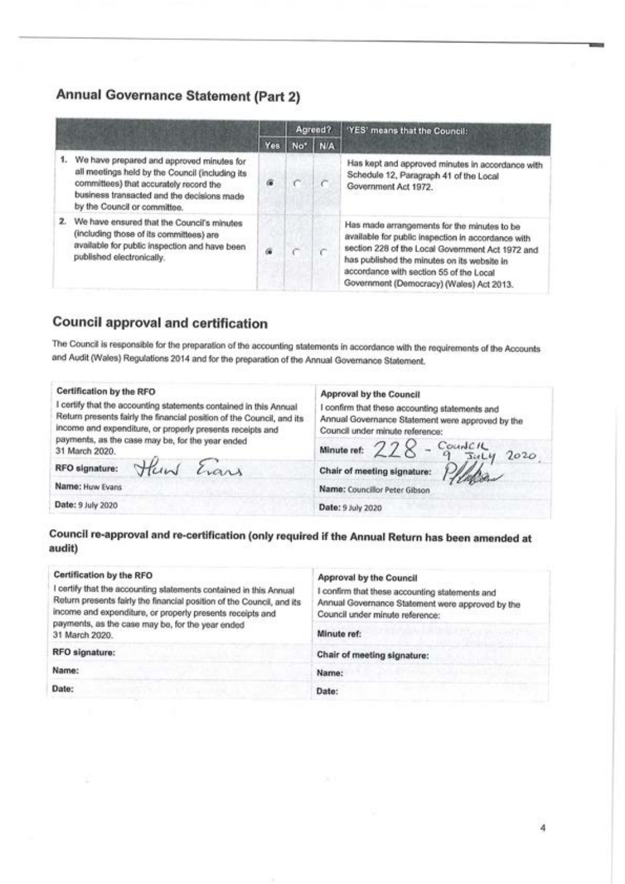## Annual Governance Statement (Part 2)

| | Agreed? | | | 'YES' means that the Council: |
|---|---|---|---|---|
| | Yes | No* | N/A | |
| 1. We have prepared and approved minutes for all meetings held by the Council (including its committees) that accurately record the business transacted and the decisions made by the Council or committee. | ● | ○ | ○ | Has kept and approved minutes in accordance with Schedule 12, Paragraph 41 of the Local Government Act 1972. |
| 2. We have ensured that the Council's minutes (including those of its committees) are available for public inspection and have been published electronically. | ● | ○ | ○ | Has made arrangements for the minutes to be available for public inspection in accordance with section 228 of the Local Government Act 1972 and has published the minutes on its website in accordance with section 55 of the Local Government (Democracy) (Wales) Act 2013. |

## Council approval and certification

The Council is responsible for the preparation of the accounting statements in accordance with the requirements of the Accounts and Audit (Wales) Regulations 2014 and for the preparation of the Annual Governance Statement.

| Certification by the RFO | Approval by the Council |
|---|---|
| I certify that the accounting statements contained in this Annual Return presents fairly the financial position of the Council, and its income and expenditure, or properly presents receipts and payments, as the case may be, for the year ended 31 March 2020. | I confirm that these accounting statements and Annual Governance Statement were approved by the Council under minute reference: |
| | **Minute ref:** 228 - Council 9 July 2020. |
| **RFO signature:** Huw Evans | **Chair of meeting signature:** [signature] |
| **Name:** Huw Evans | **Name:** Councillor Peter Gibson |
| **Date:** 9 July 2020 | **Date:** 9 July 2020 |

### Council re-approval and re-certification (only required if the Annual Return has been amended at audit)

| Certification by the RFO | Approval by the Council |
|---|---|
| I certify that the accounting statements contained in this Annual Return presents fairly the financial position of the Council, and its income and expenditure, or properly presents receipts and payments, as the case may be, for the year ended 31 March 2020. | I confirm that these accounting statements and Annual Governance Statement were approved by the Council under minute reference: |
| | **Minute ref:** |
| **RFO signature:** | **Chair of meeting signature:** |
| **Name:** | **Name:** |
| **Date:** | **Date:** |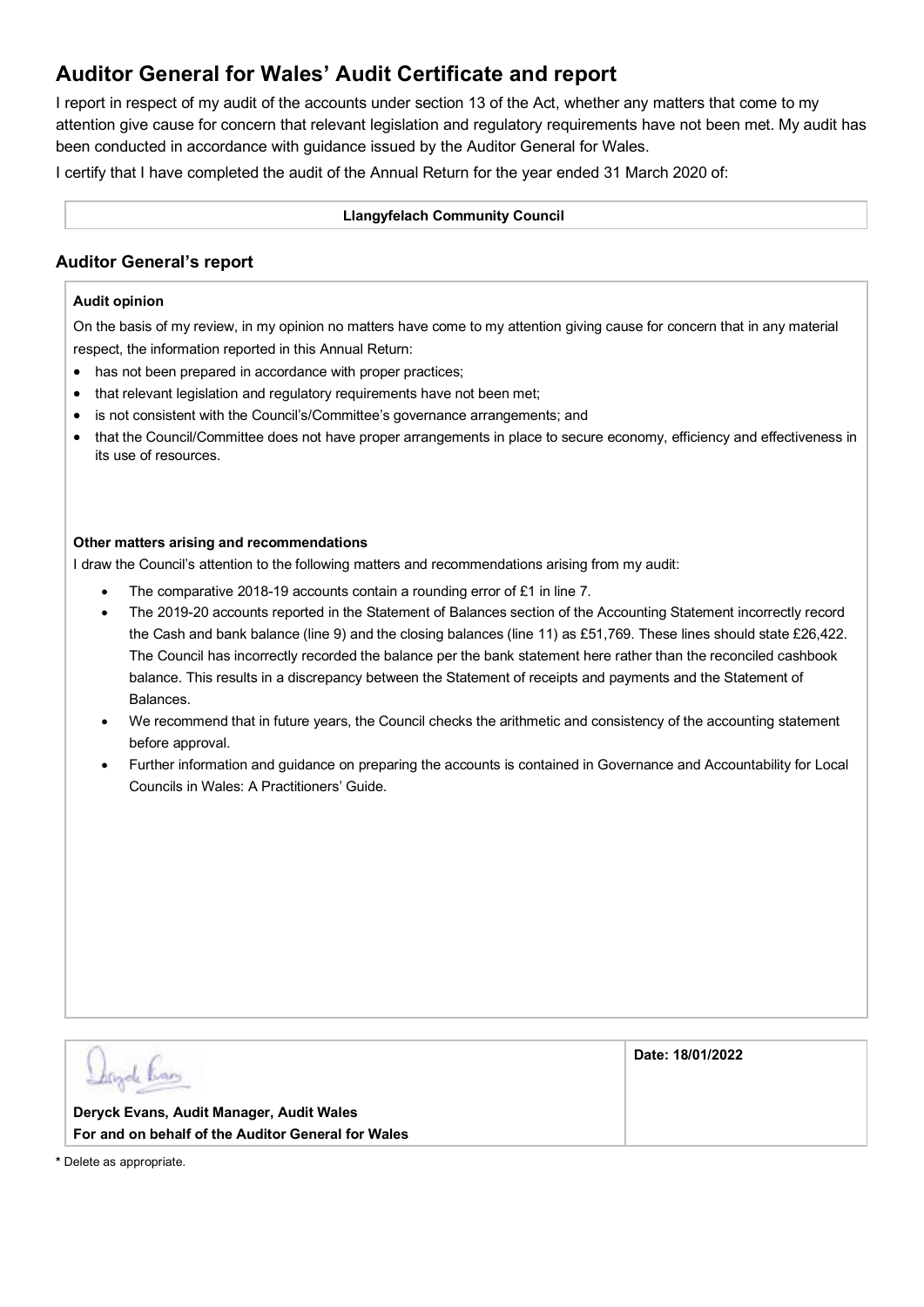# Auditor General for Wales' Audit Certificate and report

I report in respect of my audit of the accounts under section 13 of the Act, whether any matters that come to my attention give cause for concern that relevant legislation and regulatory requirements have not been met. My audit has been conducted in accordance with guidance issued by the Auditor General for Wales.

I certify that I have completed the audit of the Annual Return for the year ended 31 March 2020 of:

| **Llangyfelach Community Council** |
|---|

## Auditor General's report

**Audit opinion**

On the basis of my review, in my opinion no matters have come to my attention giving cause for concern that in any material respect, the information reported in this Annual Return:

- has not been prepared in accordance with proper practices;
- that relevant legislation and regulatory requirements have not been met;
- is not consistent with the Council's/Committee's governance arrangements; and
- that the Council/Committee does not have proper arrangements in place to secure economy, efficiency and effectiveness in its use of resources.

**Other matters arising and recommendations**

I draw the Council's attention to the following matters and recommendations arising from my audit:

- The comparative 2018-19 accounts contain a rounding error of £1 in line 7.
- The 2019-20 accounts reported in the Statement of Balances section of the Accounting Statement incorrectly record the Cash and bank balance (line 9) and the closing balances (line 11) as £51,769. These lines should state £26,422. The Council has incorrectly recorded the balance per the bank statement here rather than the reconciled cashbook balance. This results in a discrepancy between the Statement of receipts and payments and the Statement of Balances.
- We recommend that in future years, the Council checks the arithmetic and consistency of the accounting statement before approval.
- Further information and guidance on preparing the accounts is contained in Governance and Accountability for Local Councils in Wales: A Practitioners' Guide.

| | |
|---|---|
| **Deryck Evans, Audit Manager, Audit Wales**<br>**For and on behalf of the Auditor General for Wales** | **Date: 18/01/2022** |

**\*** Delete as appropriate.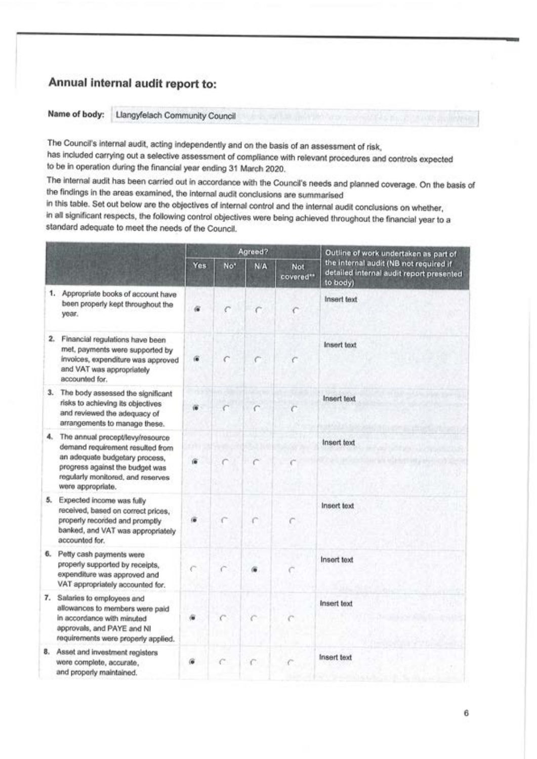## Annual internal audit report to:

**Name of body:** Llangyfelach Community Council

The Council's internal audit, acting independently and on the basis of an assessment of risk, has included carrying out a selective assessment of compliance with relevant procedures and controls expected to be in operation during the financial year ending 31 March 2020.

The internal audit has been carried out in accordance with the Council's needs and planned coverage. On the basis of the findings in the areas examined, the internal audit conclusions are summarised in this table. Set out below are the objectives of internal control and the internal audit conclusions on whether, in all significant respects, the following control objectives were being achieved throughout the financial year to a standard adequate to meet the needs of the Council.

| | Agreed? | | | | Outline of work undertaken as part of the internal audit (NB not required if detailed internal audit report presented to body) |
|---|---|---|---|---|---|
| | Yes | No* | N/A | Not covered** | |
| 1. Appropriate books of account have been properly kept throughout the year. | ● | ○ | ○ | ○ | Insert text |
| 2. Financial regulations have been met, payments were supported by invoices, expenditure was approved and VAT was appropriately accounted for. | ● | ○ | ○ | ○ | Insert text |
| 3. The body assessed the significant risks to achieving its objectives and reviewed the adequacy of arrangements to manage these. | ● | ○ | ○ | ○ | Insert text |
| 4. The annual precept/levy/resource demand requirement resulted from an adequate budgetary process, progress against the budget was regularly monitored, and reserves were appropriate. | ● | ○ | ○ | ○ | Insert text |
| 5. Expected income was fully received, based on correct prices, properly recorded and promptly banked, and VAT was appropriately accounted for. | ● | ○ | ○ | ○ | Insert text |
| 6. Petty cash payments were properly supported by receipts, expenditure was approved and VAT appropriately accounted for. | ○ | ○ | ● | ○ | Insert text |
| 7. Salaries to employees and allowances to members were paid in accordance with minuted approvals, and PAYE and NI requirements were properly applied. | ● | ○ | ○ | ○ | Insert text |
| 8. Asset and investment registers were complete, accurate, and properly maintained. | ● | ○ | ○ | ○ | Insert text |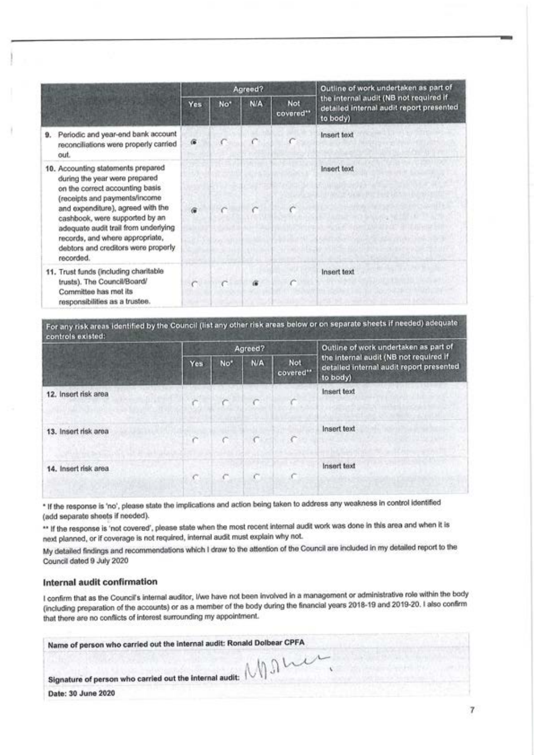| | Agreed? | | | | Outline of work undertaken as part of the internal audit (NB not required if detailed internal audit report presented to body) |
|---|---|---|---|---|---|
| | Yes | No* | N/A | Not covered** | |
| 9. Periodic and year-end bank account reconciliations were properly carried out. | ◉ | ○ | ○ | ○ | Insert text |
| 10. Accounting statements prepared during the year were prepared on the correct accounting basis (receipts and payments/income and expenditure), agreed with the cashbook, were supported by an adequate audit trail from underlying records, and where appropriate, debtors and creditors were properly recorded. | ◉ | ○ | ○ | ○ | Insert text |
| 11. Trust funds (including charitable trusts). The Council/Board/ Committee has met its responsibilities as a trustee. | ○ | ○ | ◉ | ○ | Insert text |

For any risk areas identified by the Council (list any other risk areas below or on separate sheets if needed) adequate controls existed:

| | Agreed? | | | | Outline of work undertaken as part of the internal audit (NB not required if detailed internal audit report presented to body) |
|---|---|---|---|---|---|
| | Yes | No* | N/A | Not covered** | |
| 12. Insert risk area | ○ | ○ | ○ | ○ | Insert text |
| 13. Insert risk area | ○ | ○ | ○ | ○ | Insert text |
| 14. Insert risk area | ○ | ○ | ○ | ○ | Insert text |

\* If the response is 'no', please state the implications and action being taken to address any weakness in control identified (add separate sheets if needed).

\*\* If the response is 'not covered', please state when the most recent internal audit work was done in this area and when it is next planned, or if coverage is not required, internal audit must explain why not.

My detailed findings and recommendations which I draw to the attention of the Council are included in my detailed report to the Council dated 9 July 2020

### Internal audit confirmation

I confirm that as the Council's internal auditor, I/we have not been involved in a management or administrative role within the body (including preparation of the accounts) or as a member of the body during the financial years 2018-19 and 2019-20. I also confirm that there are no conflicts of interest surrounding my appointment.

**Name of person who carried out the internal audit: Ronald Dolbear CPFA**

**Signature of person who carried out the internal audit:** [signature]

**Date: 30 June 2020**